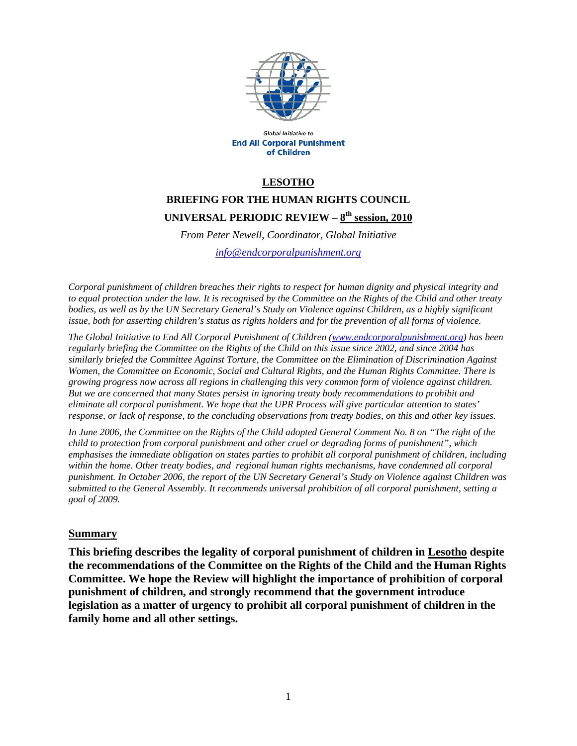Global Initiative to
**End All Corporal Punishment of Children**

# LESOTHO

## BRIEFING FOR THE HUMAN RIGHTS COUNCIL

## UNIVERSAL PERIODIC REVIEW – 8th session, 2010

*From Peter Newell, Coordinator, Global Initiative*

*info@endcorporalpunishment.org*

*Corporal punishment of children breaches their rights to respect for human dignity and physical integrity and to equal protection under the law. It is recognised by the Committee on the Rights of the Child and other treaty bodies, as well as by the UN Secretary General's Study on Violence against Children, as a highly significant issue, both for asserting children's status as rights holders and for the prevention of all forms of violence.*

*The Global Initiative to End All Corporal Punishment of Children (www.endcorporalpunishment.org) has been regularly briefing the Committee on the Rights of the Child on this issue since 2002, and since 2004 has similarly briefed the Committee Against Torture, the Committee on the Elimination of Discrimination Against Women, the Committee on Economic, Social and Cultural Rights, and the Human Rights Committee. There is growing progress now across all regions in challenging this very common form of violence against children. But we are concerned that many States persist in ignoring treaty body recommendations to prohibit and eliminate all corporal punishment. We hope that the UPR Process will give particular attention to states' response, or lack of response, to the concluding observations from treaty bodies, on this and other key issues.*

*In June 2006, the Committee on the Rights of the Child adopted General Comment No. 8 on "The right of the child to protection from corporal punishment and other cruel or degrading forms of punishment", which emphasises the immediate obligation on states parties to prohibit all corporal punishment of children, including within the home. Other treaty bodies, and regional human rights mechanisms, have condemned all corporal punishment. In October 2006, the report of the UN Secretary General's Study on Violence against Children was submitted to the General Assembly. It recommends universal prohibition of all corporal punishment, setting a goal of 2009.*

## Summary

**This briefing describes the legality of corporal punishment of children in Lesotho despite the recommendations of the Committee on the Rights of the Child and the Human Rights Committee. We hope the Review will highlight the importance of prohibition of corporal punishment of children, and strongly recommend that the government introduce legislation as a matter of urgency to prohibit all corporal punishment of children in the family home and all other settings.**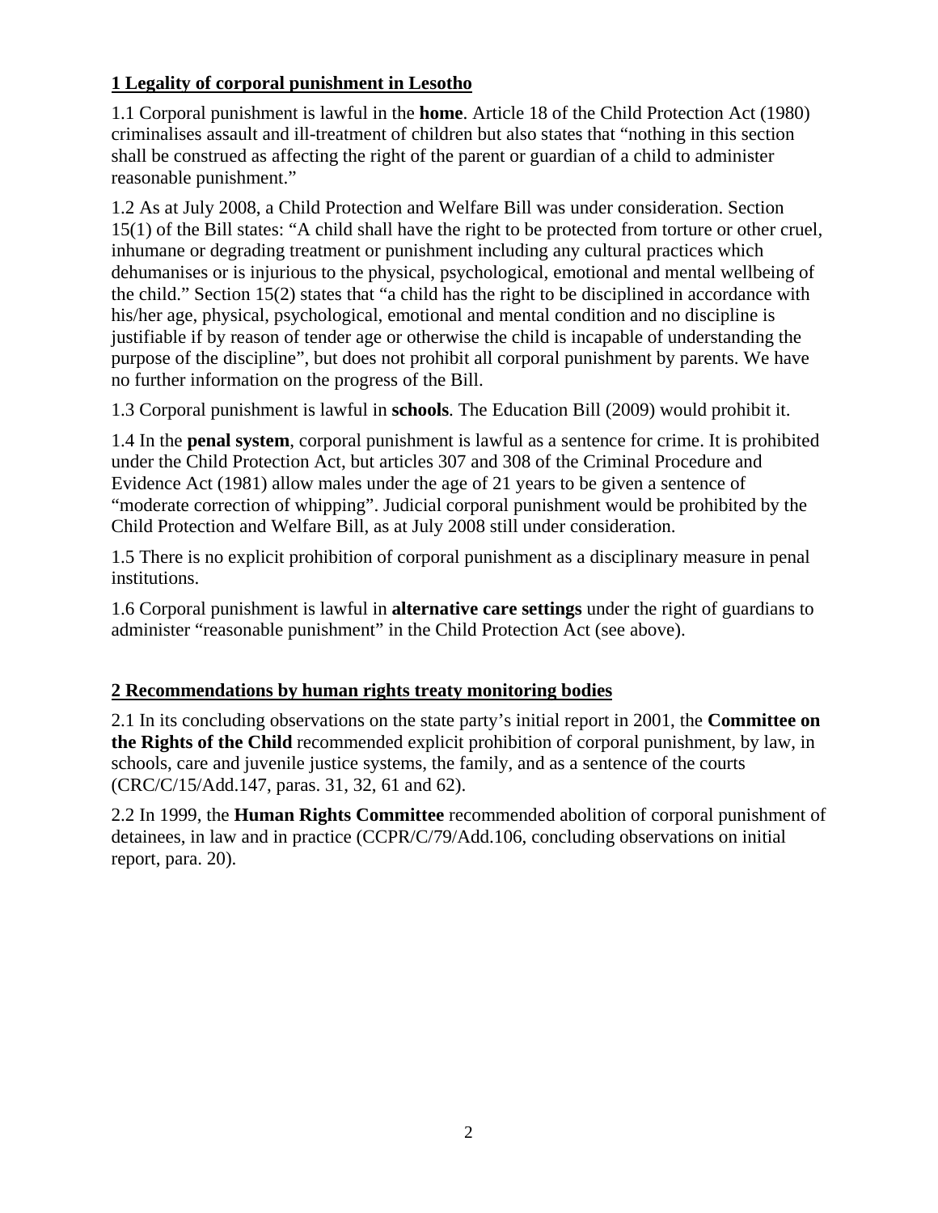## 1 Legality of corporal punishment in Lesotho

1.1 Corporal punishment is lawful in the **home**. Article 18 of the Child Protection Act (1980) criminalises assault and ill-treatment of children but also states that "nothing in this section shall be construed as affecting the right of the parent or guardian of a child to administer reasonable punishment."

1.2 As at July 2008, a Child Protection and Welfare Bill was under consideration. Section 15(1) of the Bill states: "A child shall have the right to be protected from torture or other cruel, inhumane or degrading treatment or punishment including any cultural practices which dehumanises or is injurious to the physical, psychological, emotional and mental wellbeing of the child." Section 15(2) states that "a child has the right to be disciplined in accordance with his/her age, physical, psychological, emotional and mental condition and no discipline is justifiable if by reason of tender age or otherwise the child is incapable of understanding the purpose of the discipline", but does not prohibit all corporal punishment by parents. We have no further information on the progress of the Bill.

1.3 Corporal punishment is lawful in **schools**. The Education Bill (2009) would prohibit it.

1.4 In the **penal system**, corporal punishment is lawful as a sentence for crime. It is prohibited under the Child Protection Act, but articles 307 and 308 of the Criminal Procedure and Evidence Act (1981) allow males under the age of 21 years to be given a sentence of "moderate correction of whipping". Judicial corporal punishment would be prohibited by the Child Protection and Welfare Bill, as at July 2008 still under consideration.

1.5 There is no explicit prohibition of corporal punishment as a disciplinary measure in penal institutions.

1.6 Corporal punishment is lawful in **alternative care settings** under the right of guardians to administer "reasonable punishment" in the Child Protection Act (see above).

## 2 Recommendations by human rights treaty monitoring bodies

2.1 In its concluding observations on the state party's initial report in 2001, the **Committee on the Rights of the Child** recommended explicit prohibition of corporal punishment, by law, in schools, care and juvenile justice systems, the family, and as a sentence of the courts (CRC/C/15/Add.147, paras. 31, 32, 61 and 62).

2.2 In 1999, the **Human Rights Committee** recommended abolition of corporal punishment of detainees, in law and in practice (CCPR/C/79/Add.106, concluding observations on initial report, para. 20).